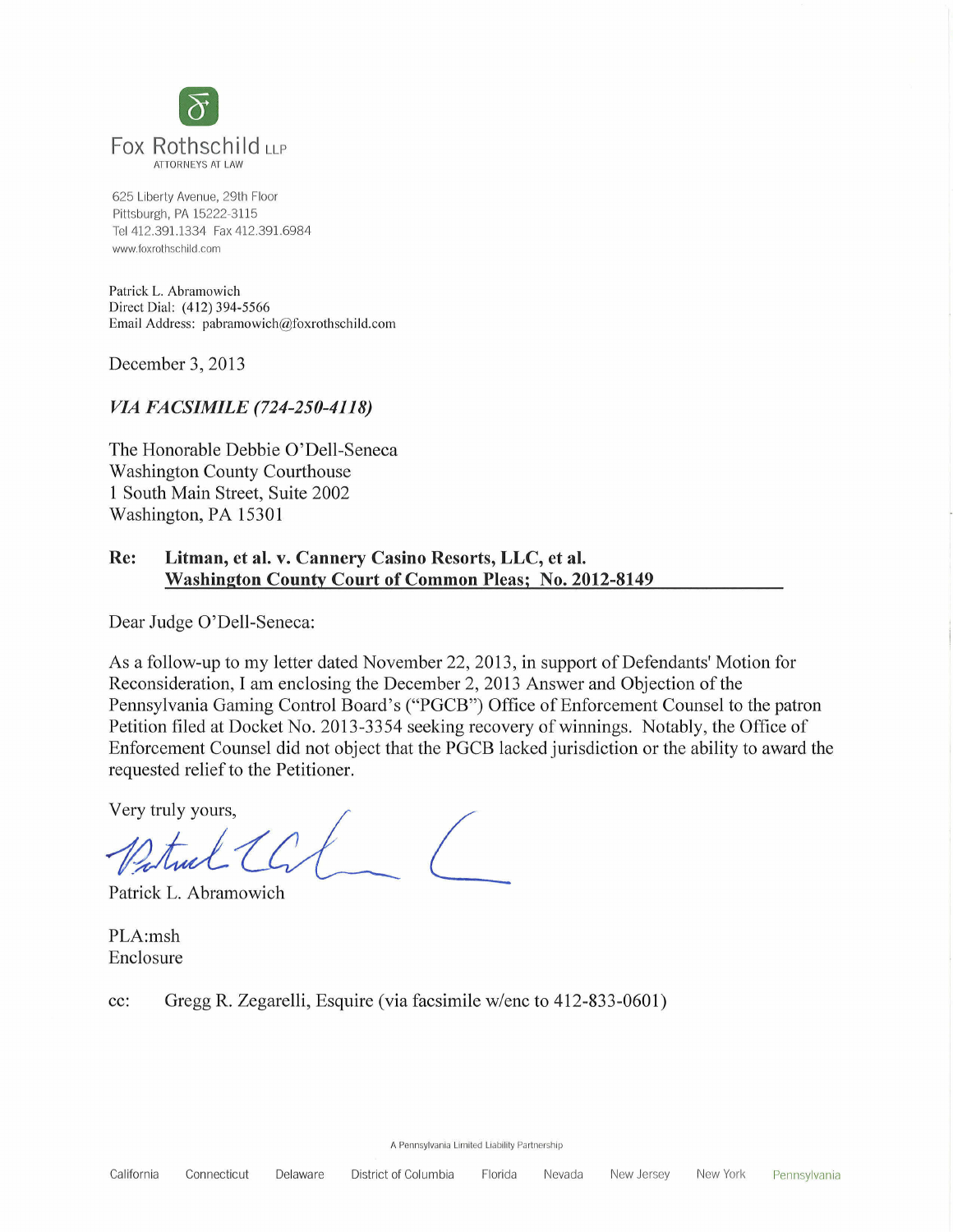Fox Rothschild LLP
ATTORNEYS AT LAW

625 Liberty Avenue, 29th Floor
Pittsburgh, PA 15222-3115
Tel 412.391.1334 Fax 412.391.6984
www.foxrothschild.com

Patrick L. Abramowich
Direct Dial: (412) 394-5566
Email Address: pabramowich@foxrothschild.com

December 3, 2013

*VIA FACSIMILE (724-250-4118)*

The Honorable Debbie O'Dell-Seneca
Washington County Courthouse
1 South Main Street, Suite 2002
Washington, PA 15301

**Re: Litman, et al. v. Cannery Casino Resorts, LLC, et al.**
**Washington County Court of Common Pleas; No. 2012-8149**

Dear Judge O'Dell-Seneca:

As a follow-up to my letter dated November 22, 2013, in support of Defendants' Motion for Reconsideration, I am enclosing the December 2, 2013 Answer and Objection of the Pennsylvania Gaming Control Board's ("PGCB") Office of Enforcement Counsel to the patron Petition filed at Docket No. 2013-3354 seeking recovery of winnings. Notably, the Office of Enforcement Counsel did not object that the PGCB lacked jurisdiction or the ability to award the requested relief to the Petitioner.

Very truly yours,

Patrick L. Abramowich

PLA:msh
Enclosure

cc: Gregg R. Zegarelli, Esquire (via facsimile w/enc to 412-833-0601)

A Pennsylvania Limited Liability Partnership

California Connecticut Delaware District of Columbia Florida Nevada New Jersey New York Pennsylvania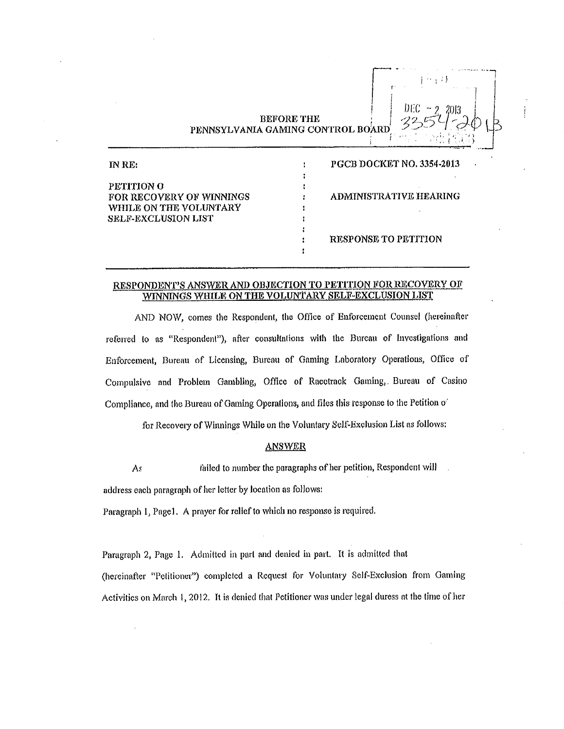DEC - 2 2013
3354-2013

BEFORE THE
PENNSYLVANIA GAMING CONTROL BOARD

| IN RE: | : | PGCB DOCKET NO. 3354-2013 |
|---|---|---|
| PETITION O | : | |
| FOR RECOVERY OF WINNINGS | : | ADMINISTRATIVE HEARING |
| WHILE ON THE VOLUNTARY | : | |
| SELF-EXCLUSION LIST | : | |
| | : | RESPONSE TO PETITION |

## RESPONDENT'S ANSWER AND OBJECTION TO PETITION FOR RECOVERY OF WINNINGS WHILE ON THE VOLUNTARY SELF-EXCLUSION LIST

AND NOW, comes the Respondent, the Office of Enforcement Counsel (hereinafter referred to as "Respondent"), after consultations with the Bureau of Investigations and Enforcement, Bureau of Licensing, Bureau of Gaming Laboratory Operations, Office of Compulsive and Problem Gambling, Office of Racetrack Gaming, Bureau of Casino Compliance, and the Bureau of Gaming Operations, and files this response to the Petition o for Recovery of Winnings While on the Voluntary Self-Exclusion List as follows:

### ANSWER

As failed to number the paragraphs of her petition, Respondent will address each paragraph of her letter by location as follows:

Paragraph 1, Page1. A prayer for relief to which no response is required.

Paragraph 2, Page 1. Admitted in part and denied in part. It is admitted that (hereinafter "Petitioner") completed a Request for Voluntary Self-Exclusion from Gaming Activities on March 1, 2012. It is denied that Petitioner was under legal duress at the time of her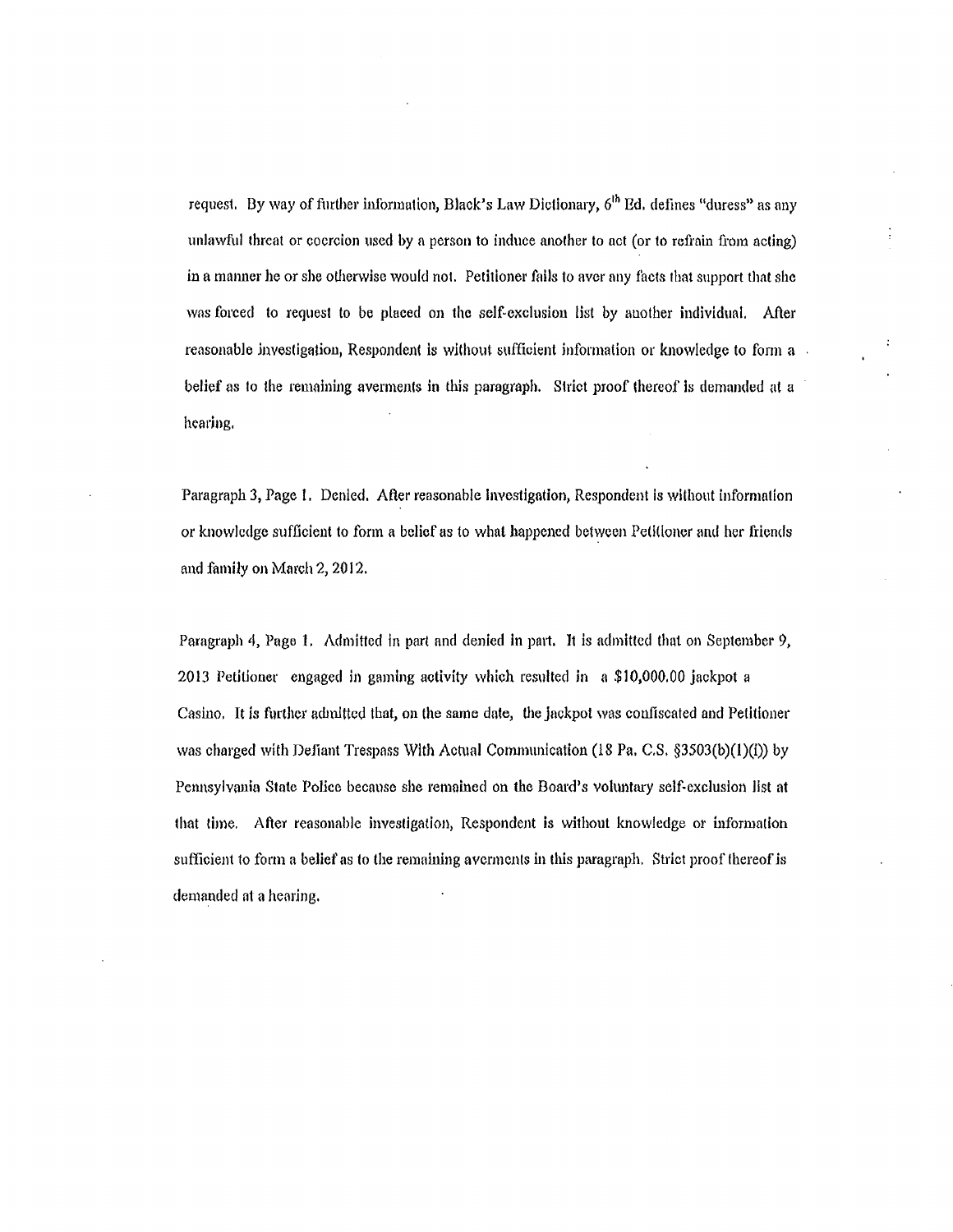request. By way of further information, Black's Law Dictionary, 6th Ed. defines "duress" as any unlawful threat or coercion used by a person to induce another to act (or to refrain from acting) in a manner he or she otherwise would not. Petitioner fails to aver any facts that support that she was forced to request to be placed on the self-exclusion list by another individual. After reasonable investigation, Respondent is without sufficient information or knowledge to form a belief as to the remaining averments in this paragraph. Strict proof thereof is demanded at a hearing.

Paragraph 3, Page 1. Denied. After reasonable investigation, Respondent is without information or knowledge sufficient to form a belief as to what happened between Petitioner and her friends and family on March 2, 2012.

Paragraph 4, Page 1. Admitted in part and denied in part. It is admitted that on September 9, 2013 Petitioner engaged in gaming activity which resulted in a $10,000.00 jackpot a Casino. It is further admitted that, on the same date, the jackpot was confiscated and Petitioner was charged with Defiant Trespass With Actual Communication (18 Pa. C.S. §3503(b)(1)(i)) by Pennsylvania State Police because she remained on the Board's voluntary self-exclusion list at that time. After reasonable investigation, Respondent is without knowledge or information sufficient to form a belief as to the remaining averments in this paragraph. Strict proof thereof is demanded at a hearing.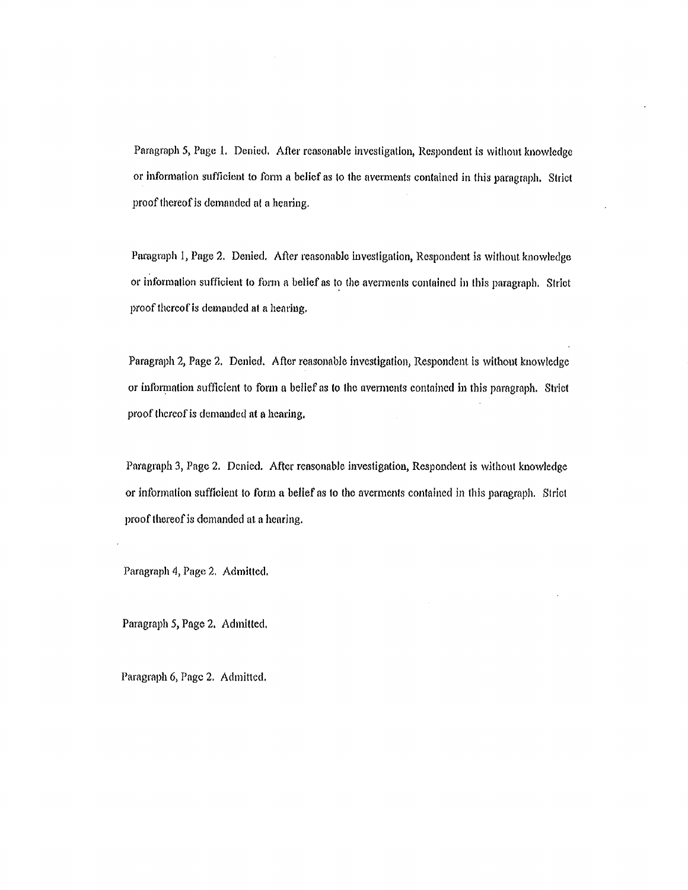Paragraph 5, Page 1. Denied. After reasonable investigation, Respondent is without knowledge or information sufficient to form a belief as to the averments contained in this paragraph. Strict proof thereof is demanded at a hearing.

Paragraph 1, Page 2. Denied. After reasonable investigation, Respondent is without knowledge or information sufficient to form a belief as to the averments contained in this paragraph. Strict proof thereof is demanded at a hearing.

Paragraph 2, Page 2. Denied. After reasonable investigation, Respondent is without knowledge or information sufficient to form a belief as to the averments contained in this paragraph. Strict proof thereof is demanded at a hearing.

Paragraph 3, Page 2. Denied. After reasonable investigation, Respondent is without knowledge or information sufficient to form a belief as to the averments contained in this paragraph. Strict proof thereof is demanded at a hearing.

Paragraph 4, Page 2. Admitted.

Paragraph 5, Page 2. Admitted.

Paragraph 6, Page 2. Admitted.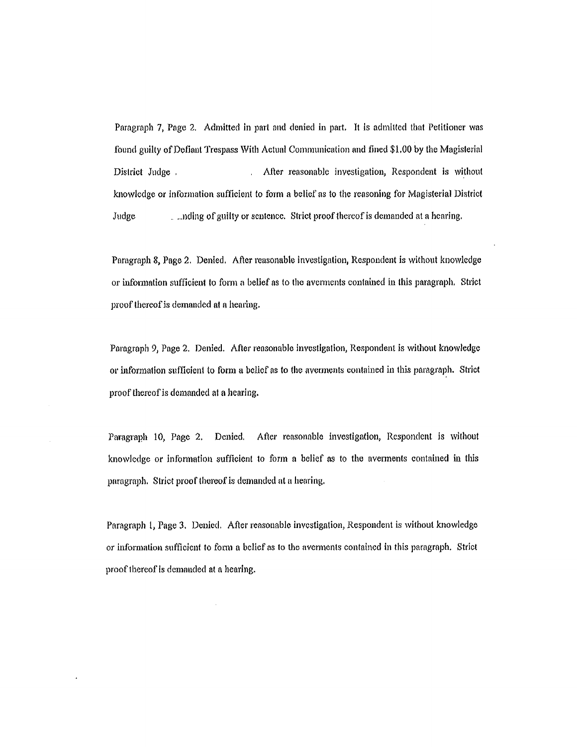Paragraph 7, Page 2. Admitted in part and denied in part. It is admitted that Petitioner was found guilty of Defiant Trespass With Actual Communication and fined $1.00 by the Magisterial District Judge . . After reasonable investigation, Respondent is without knowledge or information sufficient to form a belief as to the reasoning for Magisterial District Judge ...nding of guilty or sentence. Strict proof thereof is demanded at a hearing.

Paragraph 8, Page 2. Denied. After reasonable investigation, Respondent is without knowledge or information sufficient to form a belief as to the averments contained in this paragraph. Strict proof thereof is demanded at a hearing.

Paragraph 9, Page 2. Denied. After reasonable investigation, Respondent is without knowledge or information sufficient to form a belief as to the averments contained in this paragraph. Strict proof thereof is demanded at a hearing.

Paragraph 10, Page 2. Denied. After reasonable investigation, Respondent is without knowledge or information sufficient to form a belief as to the averments contained in this paragraph. Strict proof thereof is demanded at a hearing.

Paragraph 1, Page 3. Denied. After reasonable investigation, Respondent is without knowledge or information sufficient to form a belief as to the averments contained in this paragraph. Strict proof thereof is demanded at a hearing.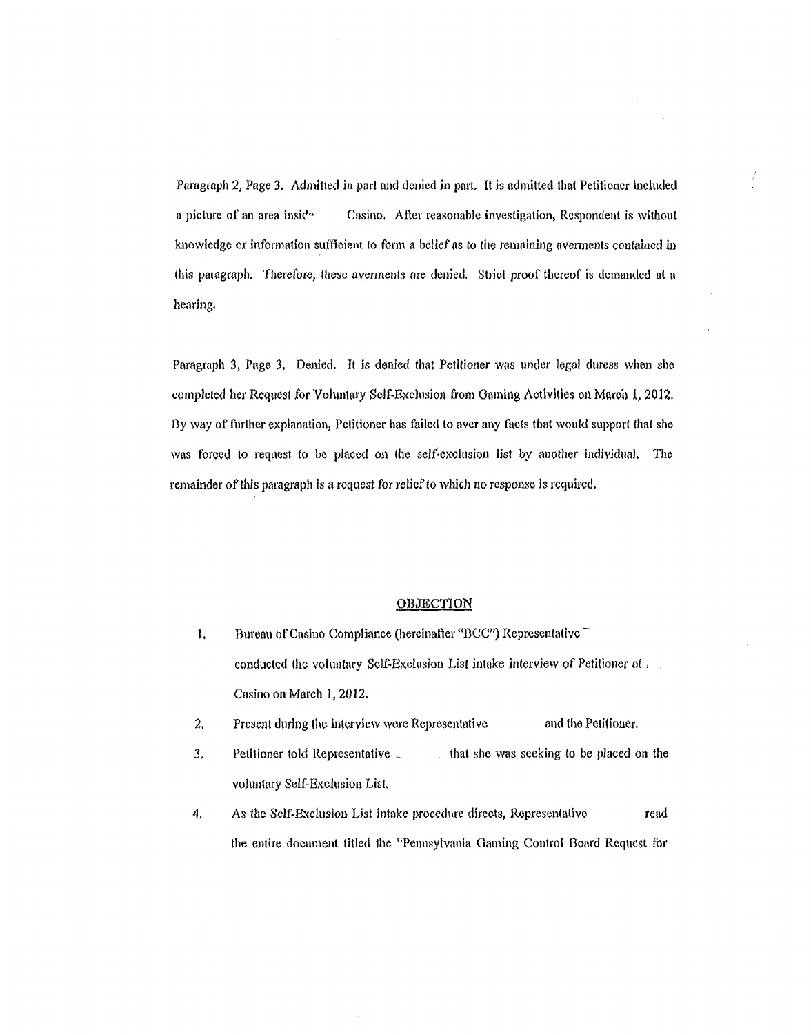Paragraph 2, Page 3. Admitted in part and denied in part. It is admitted that Petitioner included a picture of an area inside Casino. After reasonable investigation, Respondent is without knowledge or information sufficient to form a belief as to the remaining averments contained in this paragraph. Therefore, these averments are denied. Strict proof thereof is demanded at a hearing.

Paragraph 3, Page 3. Denied. It is denied that Petitioner was under legal duress when she completed her Request for Voluntary Self-Exclusion from Gaming Activities on March 1, 2012. By way of further explanation, Petitioner has failed to aver any facts that would support that she was forced to request to be placed on the self-exclusion list by another individual. The remainder of this paragraph is a request for relief to which no response is required.

## OBJECTION

1. Bureau of Casino Compliance (hereinafter "BCC") Representative conducted the voluntary Self-Exclusion List intake interview of Petitioner at Casino on March 1, 2012.
2. Present during the interview were Representative and the Petitioner.
3. Petitioner told Representative that she was seeking to be placed on the voluntary Self-Exclusion List.
4. As the Self-Exclusion List intake procedure directs, Representative read the entire document titled the "Pennsylvania Gaming Control Board Request for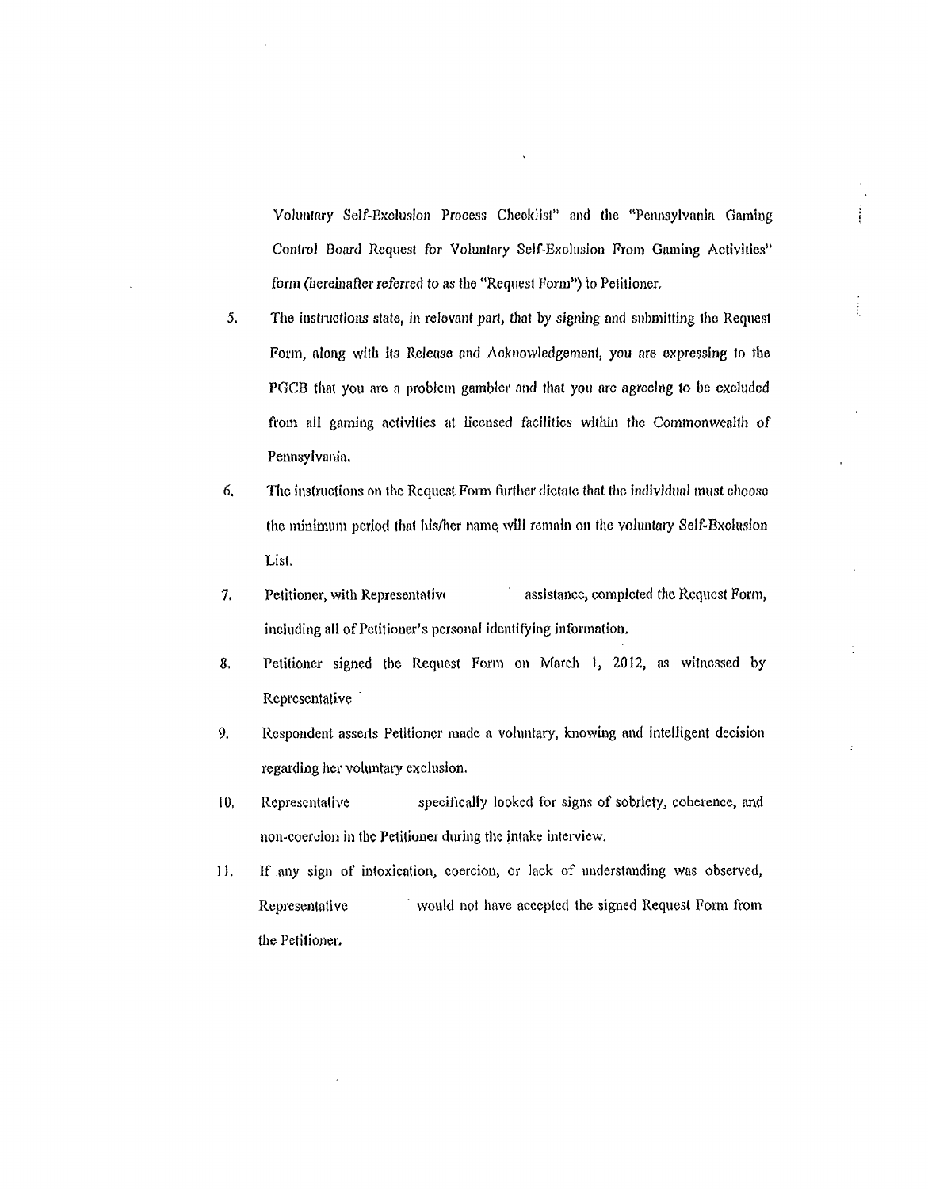Voluntary Self-Exclusion Process Checklist" and the "Pennsylvania Gaming Control Board Request for Voluntary Self-Exclusion From Gaming Activities" form (hereinafter referred to as the "Request Form") to Petitioner.

5. The instructions state, in relevant part, that by signing and submitting the Request Form, along with its Release and Acknowledgement, you are expressing to the PGCB that you are a problem gambler and that you are agreeing to be excluded from all gaming activities at licensed facilities within the Commonwealth of Pennsylvania.

6. The instructions on the Request Form further dictate that the individual must choose the minimum period that his/her name will remain on the voluntary Self-Exclusion List.

7. Petitioner, with Representative assistance, completed the Request Form, including all of Petitioner's personal identifying information.

8. Petitioner signed the Request Form on March 1, 2012, as witnessed by Representative

9. Respondent asserts Petitioner made a voluntary, knowing and intelligent decision regarding her voluntary exclusion.

10. Representative specifically looked for signs of sobriety, coherence, and non-coercion in the Petitioner during the intake interview.

11. If any sign of intoxication, coercion, or lack of understanding was observed, Representative would not have accepted the signed Request Form from the Petitioner.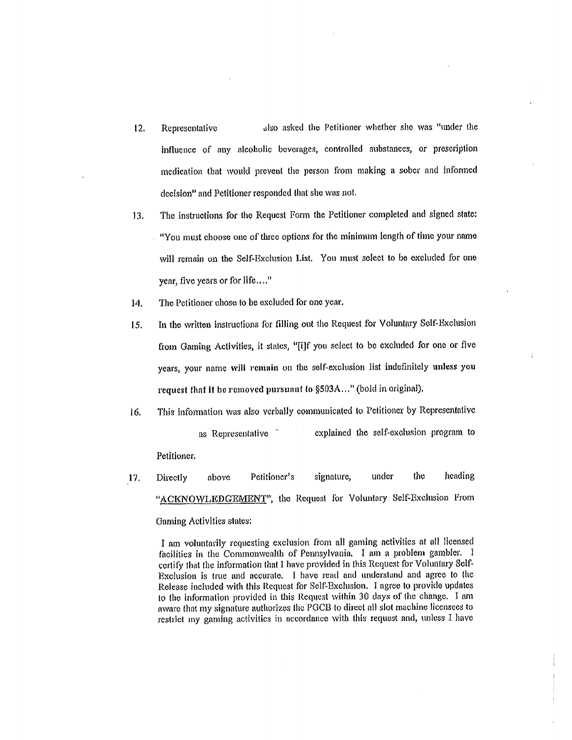12. Representative also asked the Petitioner whether she was "under the influence of any alcoholic beverages, controlled substances, or prescription medication that would prevent the person from making a sober and informed decision" and Petitioner responded that she was not.

13. The instructions for the Request Form the Petitioner completed and signed state: "You must choose one of three options for the minimum length of time your name will remain on the Self-Exclusion List. You must select to be excluded for one year, five years or for life...."

14. The Petitioner chose to be excluded for one year.

15. In the written instructions for filling out the Request for Voluntary Self-Exclusion from Gaming Activities, it states, "[i]f you select to be excluded for one or five years, your name **will remain** on the self-exclusion list indefinitely **unless you request that it be removed pursuant to §503A...**" (bold in original).

16. This information was also verbally communicated to Petitioner by Representative as Representative explained the self-exclusion program to Petitioner.

17. Directly above Petitioner's signature, under the heading "ACKNOWLEDGEMENT", the Request for Voluntary Self-Exclusion From Gaming Activities states:

> I am voluntarily requesting exclusion from all gaming activities at all licensed facilities in the Commonwealth of Pennsylvania. I am a problem gambler. I certify that the information that I have provided in this Request for Voluntary Self-Exclusion is true and accurate. I have read and understand and agree to the Release included with this Request for Self-Exclusion. I agree to provide updates to the information provided in this Request within 30 days of the change. I am aware that my signature authorizes the PGCB to direct all slot machine licensees to restrict my gaming activities in accordance with this request and, unless I have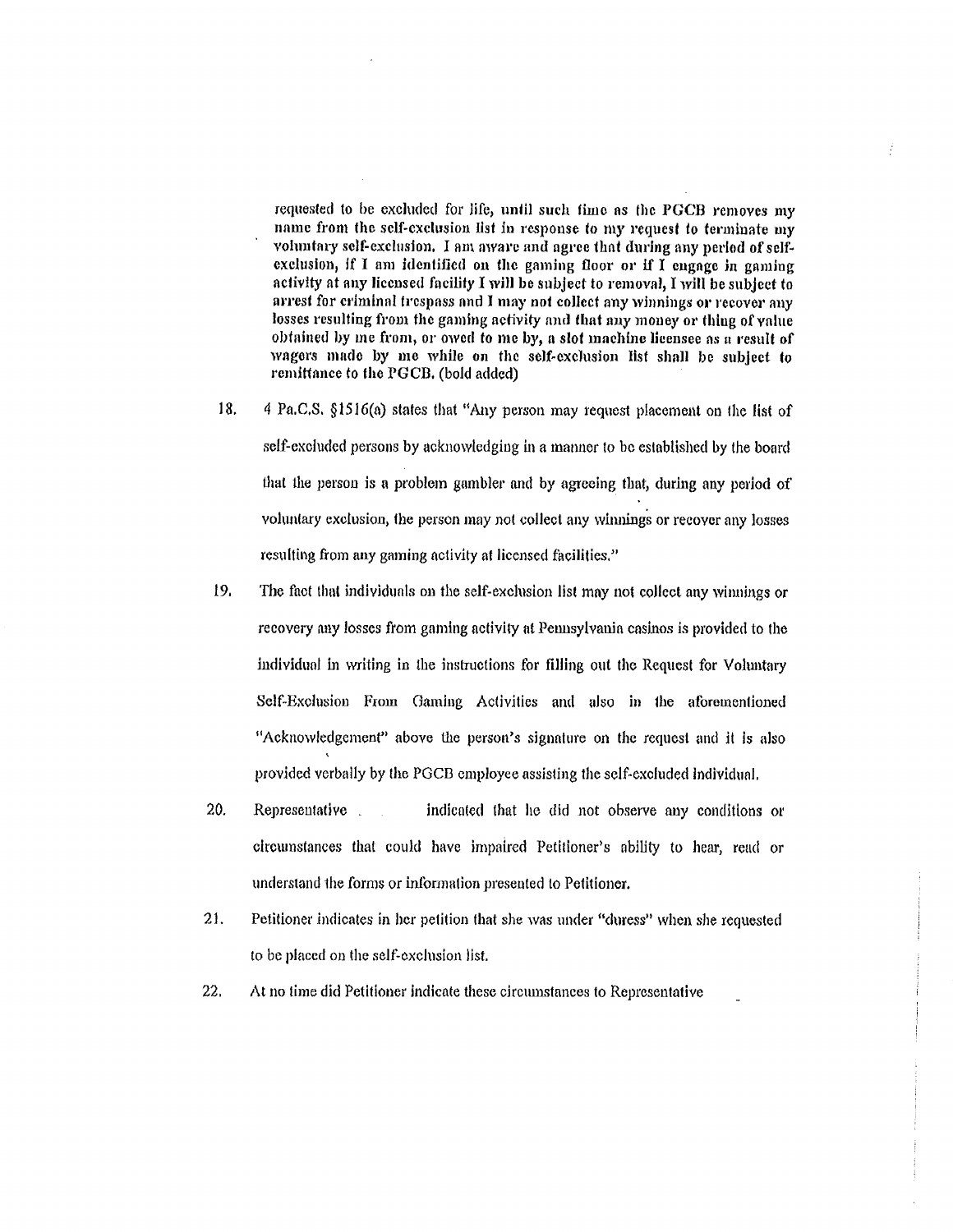requested to be excluded for life, until such time as the PGCB removes my name from the self-exclusion list in response to my request to terminate my voluntary self-exclusion. I am aware and agree that during any period of self-exclusion, **if I am identified on the gaming floor or if I engage in gaming activity at any licensed facility I will be subject to removal, I will be subject to arrest for criminal trespass and I may not collect any winnings or recover any losses resulting from the gaming activity and that any money or thing of value obtained by me from, or owed to me by, a slot machine licensee as a result of wagers made by me while on the self-exclusion list shall be subject to remittance to the PGCB.** (bold added)

18. 4 Pa.C.S. §1516(a) states that "Any person may request placement on the list of self-excluded persons by acknowledging in a manner to be established by the board that the person is a problem gambler and by agreeing that, during any period of voluntary exclusion, the person may not collect any winnings or recover any losses resulting from any gaming activity at licensed facilities."

19. The fact that individuals on the self-exclusion list may not collect any winnings or recovery any losses from gaming activity at Pennsylvania casinos is provided to the individual in writing in the instructions for filling out the Request for Voluntary Self-Exclusion From Gaming Activities and also in the aforementioned "Acknowledgement" above the person's signature on the request and it is also provided verbally by the PGCB employee assisting the self-excluded individual.

20. Representative indicated that he did not observe any conditions or circumstances that could have impaired Petitioner's ability to hear, read or understand the forms or information presented to Petitioner.

21. Petitioner indicates in her petition that she was under "duress" when she requested to be placed on the self-exclusion list.

22. At no time did Petitioner indicate these circumstances to Representative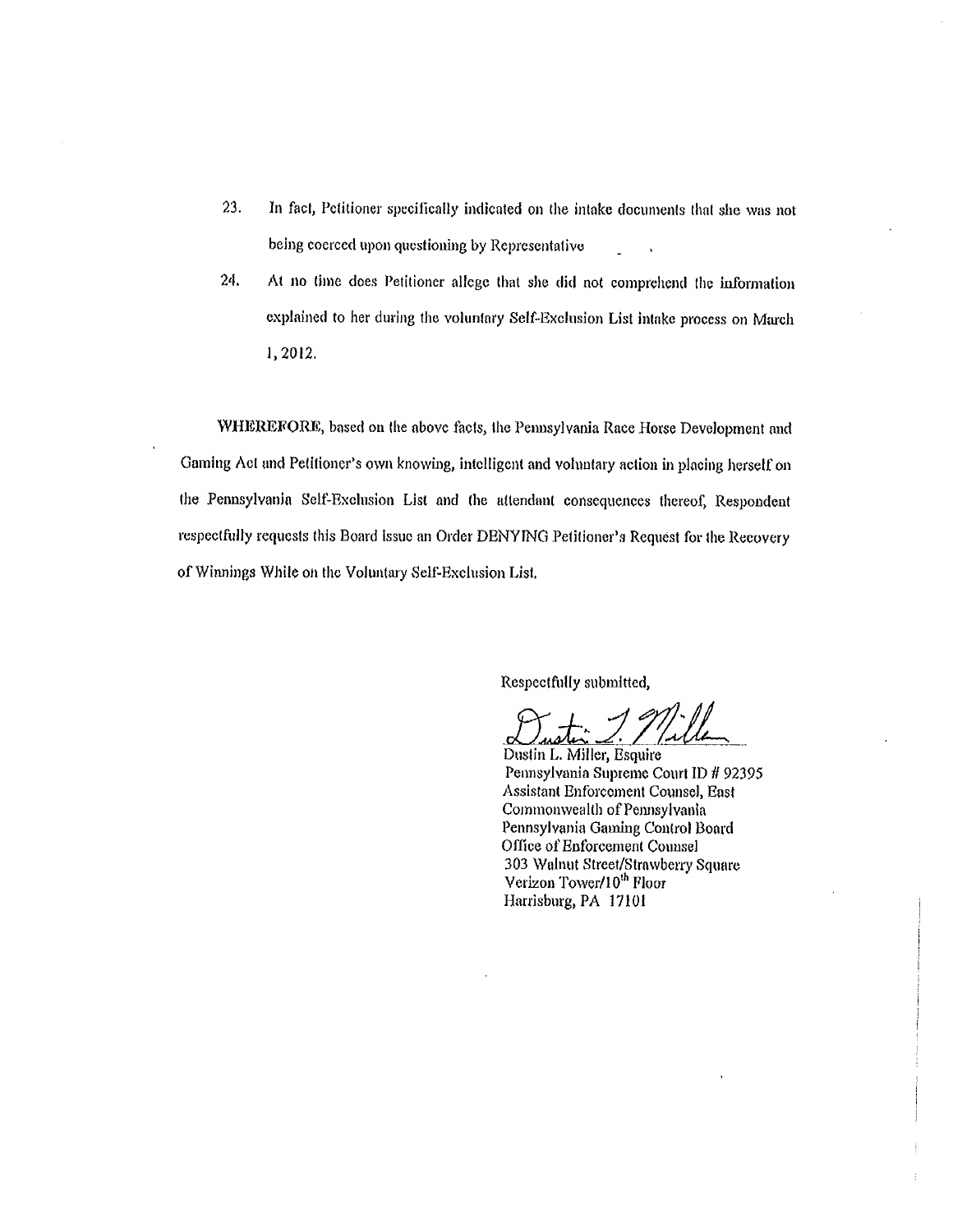23. In fact, Petitioner specifically indicated on the intake documents that she was not being coerced upon questioning by Representative

24. At no time does Petitioner allege that she did not comprehend the information explained to her during the voluntary Self-Exclusion List intake process on March 1, 2012.

**WHEREFORE**, based on the above facts, the Pennsylvania Race Horse Development and Gaming Act and Petitioner's own knowing, intelligent and voluntary action in placing herself on the Pennsylvania Self-Exclusion List and the attendant consequences thereof, Respondent respectfully requests this Board Issue an Order DENYING Petitioner's Request for the Recovery of Winnings While on the Voluntary Self-Exclusion List.

Respectfully submitted,

Dustin L. Miller, Esquire
Pennsylvania Supreme Court ID # 92395
Assistant Enforcement Counsel, East
Commonwealth of Pennsylvania
Pennsylvania Gaming Control Board
Office of Enforcement Counsel
303 Walnut Street/Strawberry Square
Verizon Tower/10th Floor
Harrisburg, PA 17101